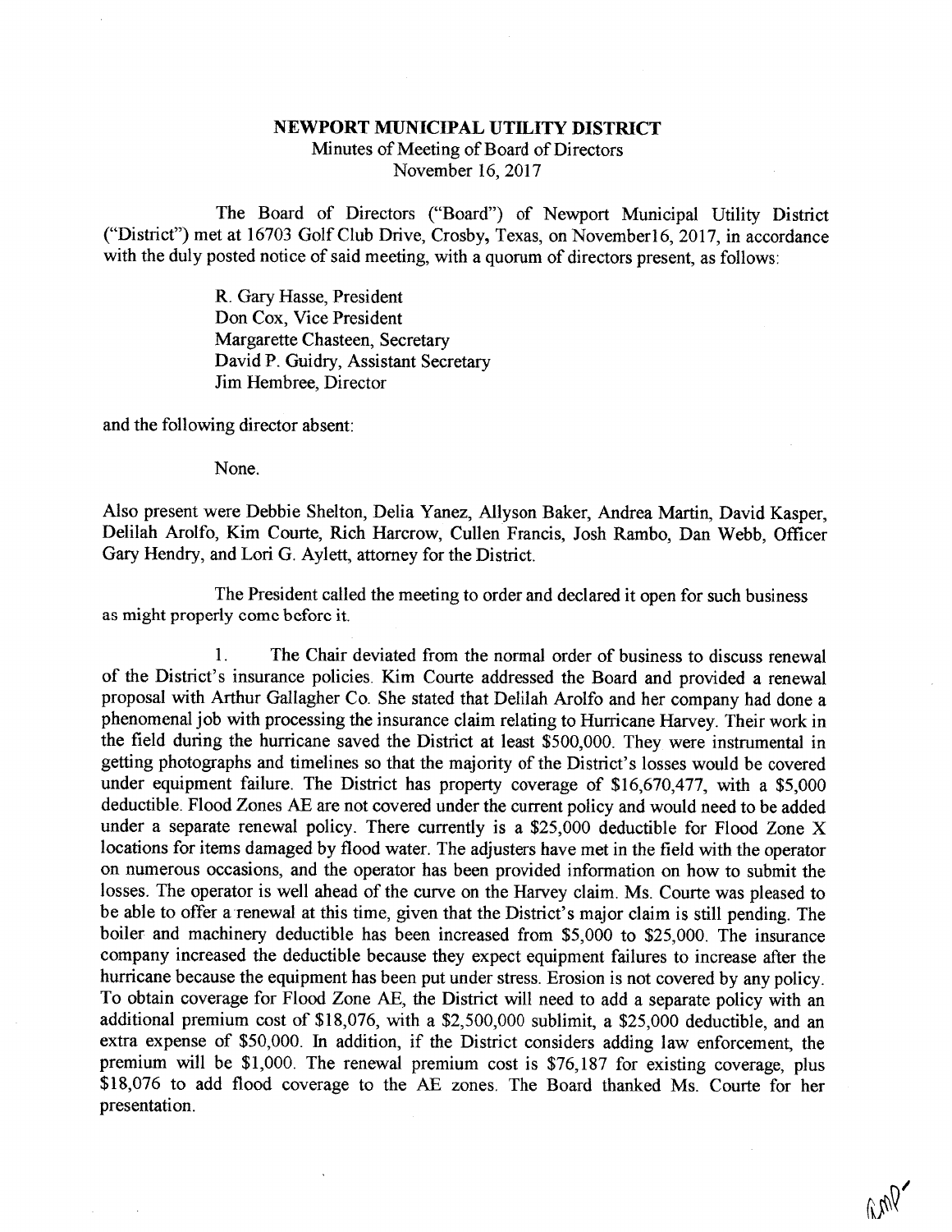**NEWPORT MUNICIPAL UTILITY DISTRICT**

Minutes of Meeting of Board of Directors

November 16, 2017

The Board of Directors ("Board") of Newport Municipal Utility District ("District") met at 16703 Golf Club Drive, Crosby, Texas, on November16, 2017, in accordance with the duly posted notice of said meeting, with a quorum of directors present, as follows:

R. Gary Hasse, President
Don Cox, Vice President
Margarette Chasteen, Secretary
David P. Guidry, Assistant Secretary
Jim Hembree, Director

and the following director absent:

None.

Also present were Debbie Shelton, Delia Yanez, Allyson Baker, Andrea Martin, David Kasper, Delilah Arolfo, Kim Courte, Rich Harcrow, Cullen Francis, Josh Rambo, Dan Webb, Officer Gary Hendry, and Lori G. Aylett, attorney for the District.

The President called the meeting to order and declared it open for such business as might properly come before it.

1. The Chair deviated from the normal order of business to discuss renewal of the District's insurance policies. Kim Courte addressed the Board and provided a renewal proposal with Arthur Gallagher Co. She stated that Delilah Arolfo and her company had done a phenomenal job with processing the insurance claim relating to Hurricane Harvey. Their work in the field during the hurricane saved the District at least $500,000. They were instrumental in getting photographs and timelines so that the majority of the District's losses would be covered under equipment failure. The District has property coverage of $16,670,477, with a $5,000 deductible. Flood Zones AE are not covered under the current policy and would need to be added under a separate renewal policy. There currently is a $25,000 deductible for Flood Zone X locations for items damaged by flood water. The adjusters have met in the field with the operator on numerous occasions, and the operator has been provided information on how to submit the losses. The operator is well ahead of the curve on the Harvey claim. Ms. Courte was pleased to be able to offer a renewal at this time, given that the District's major claim is still pending. The boiler and machinery deductible has been increased from $5,000 to $25,000. The insurance company increased the deductible because they expect equipment failures to increase after the hurricane because the equipment has been put under stress. Erosion is not covered by any policy. To obtain coverage for Flood Zone AE, the District will need to add a separate policy with an additional premium cost of $18,076, with a $2,500,000 sublimit, a $25,000 deductible, and an extra expense of $50,000. In addition, if the District considers adding law enforcement, the premium will be $1,000. The renewal premium cost is $76,187 for existing coverage, plus $18,076 to add flood coverage to the AE zones. The Board thanked Ms. Courte for her presentation.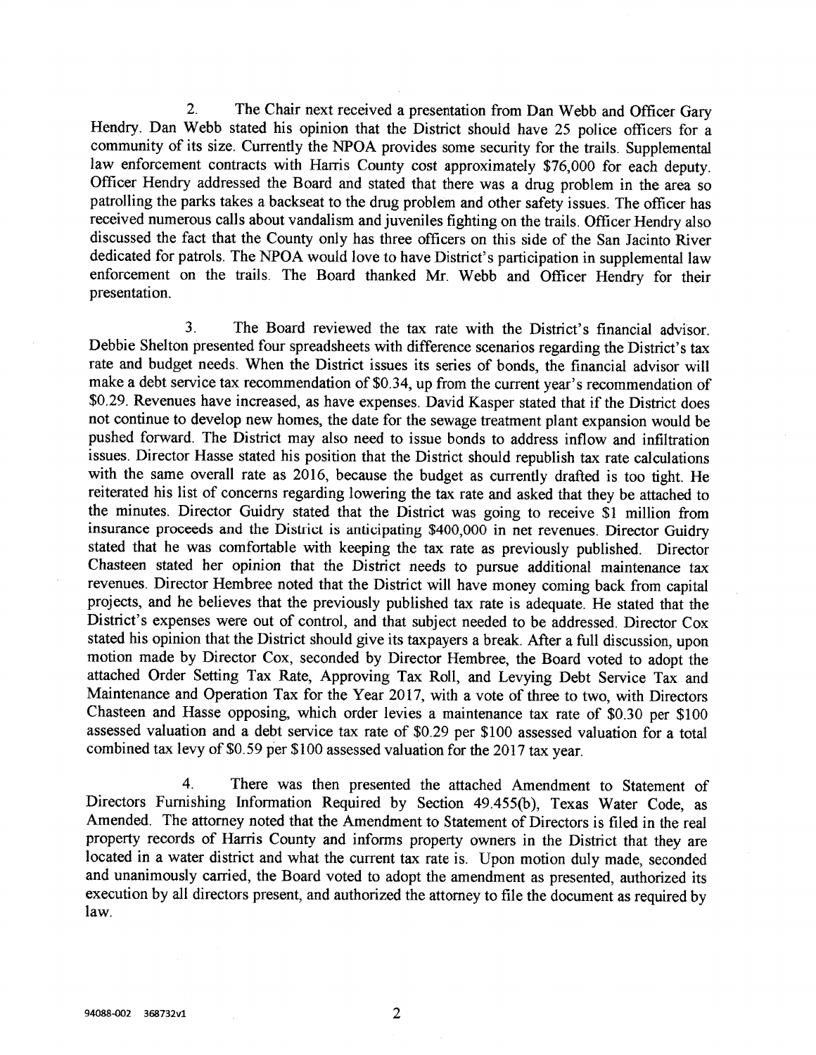2. The Chair next received a presentation from Dan Webb and Officer Gary Hendry. Dan Webb stated his opinion that the District should have 25 police officers for a community of its size. Currently the NPOA provides some security for the trails. Supplemental law enforcement contracts with Harris County cost approximately $76,000 for each deputy. Officer Hendry addressed the Board and stated that there was a drug problem in the area so patrolling the parks takes a backseat to the drug problem and other safety issues. The officer has received numerous calls about vandalism and juveniles fighting on the trails. Officer Hendry also discussed the fact that the County only has three officers on this side of the San Jacinto River dedicated for patrols. The NPOA would love to have District's participation in supplemental law enforcement on the trails. The Board thanked Mr. Webb and Officer Hendry for their presentation.

3. The Board reviewed the tax rate with the District's financial advisor. Debbie Shelton presented four spreadsheets with difference scenarios regarding the District's tax rate and budget needs. When the District issues its series of bonds, the financial advisor will make a debt service tax recommendation of $0.34, up from the current year's recommendation of $0.29. Revenues have increased, as have expenses. David Kasper stated that if the District does not continue to develop new homes, the date for the sewage treatment plant expansion would be pushed forward. The District may also need to issue bonds to address inflow and infiltration issues. Director Hasse stated his position that the District should republish tax rate calculations with the same overall rate as 2016, because the budget as currently drafted is too tight. He reiterated his list of concerns regarding lowering the tax rate and asked that they be attached to the minutes. Director Guidry stated that the District was going to receive $1 million from insurance proceeds and the District is anticipating $400,000 in net revenues. Director Guidry stated that he was comfortable with keeping the tax rate as previously published. Director Chasteen stated her opinion that the District needs to pursue additional maintenance tax revenues. Director Hembree noted that the District will have money coming back from capital projects, and he believes that the previously published tax rate is adequate. He stated that the District's expenses were out of control, and that subject needed to be addressed. Director Cox stated his opinion that the District should give its taxpayers a break. After a full discussion, upon motion made by Director Cox, seconded by Director Hembree, the Board voted to adopt the attached Order Setting Tax Rate, Approving Tax Roll, and Levying Debt Service Tax and Maintenance and Operation Tax for the Year 2017, with a vote of three to two, with Directors Chasteen and Hasse opposing, which order levies a maintenance tax rate of $0.30 per $100 assessed valuation and a debt service tax rate of $0.29 per $100 assessed valuation for a total combined tax levy of $0.59 per $100 assessed valuation for the 2017 tax year.

4. There was then presented the attached Amendment to Statement of Directors Furnishing Information Required by Section 49.455(b), Texas Water Code, as Amended. The attorney noted that the Amendment to Statement of Directors is filed in the real property records of Harris County and informs property owners in the District that they are located in a water district and what the current tax rate is. Upon motion duly made, seconded and unanimously carried, the Board voted to adopt the amendment as presented, authorized its execution by all directors present, and authorized the attorney to file the document as required by law.

94088-002 368732v1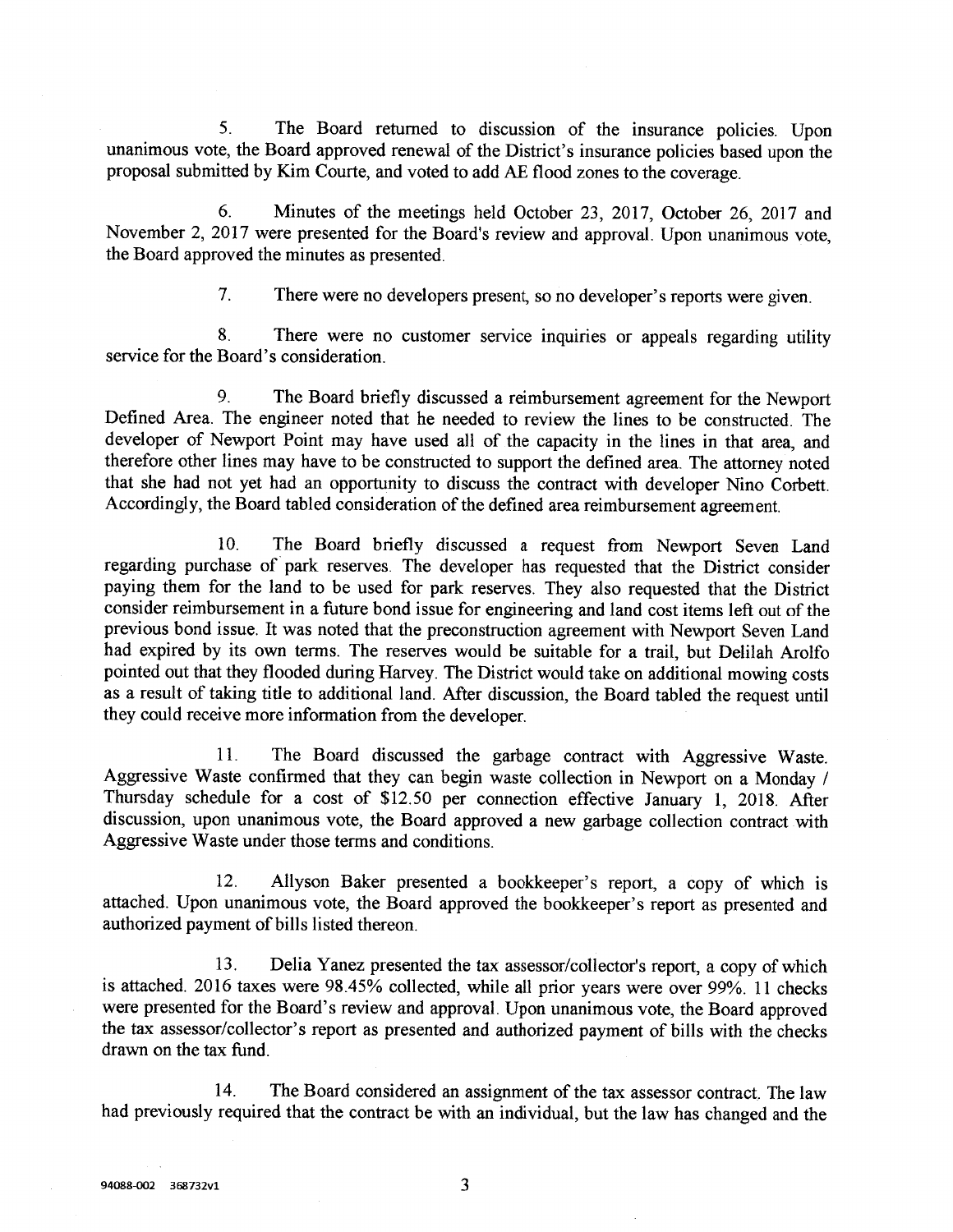5. The Board returned to discussion of the insurance policies. Upon unanimous vote, the Board approved renewal of the District's insurance policies based upon the proposal submitted by Kim Courte, and voted to add AE flood zones to the coverage.

6. Minutes of the meetings held October 23, 2017, October 26, 2017 and November 2, 2017 were presented for the Board's review and approval. Upon unanimous vote, the Board approved the minutes as presented.

7. There were no developers present, so no developer's reports were given.

8. There were no customer service inquiries or appeals regarding utility service for the Board's consideration.

9. The Board briefly discussed a reimbursement agreement for the Newport Defined Area. The engineer noted that he needed to review the lines to be constructed. The developer of Newport Point may have used all of the capacity in the lines in that area, and therefore other lines may have to be constructed to support the defined area. The attorney noted that she had not yet had an opportunity to discuss the contract with developer Nino Corbett. Accordingly, the Board tabled consideration of the defined area reimbursement agreement.

10. The Board briefly discussed a request from Newport Seven Land regarding purchase of park reserves. The developer has requested that the District consider paying them for the land to be used for park reserves. They also requested that the District consider reimbursement in a future bond issue for engineering and land cost items left out of the previous bond issue. It was noted that the preconstruction agreement with Newport Seven Land had expired by its own terms. The reserves would be suitable for a trail, but Delilah Arolfo pointed out that they flooded during Harvey. The District would take on additional mowing costs as a result of taking title to additional land. After discussion, the Board tabled the request until they could receive more information from the developer.

11. The Board discussed the garbage contract with Aggressive Waste. Aggressive Waste confirmed that they can begin waste collection in Newport on a Monday / Thursday schedule for a cost of $12.50 per connection effective January 1, 2018. After discussion, upon unanimous vote, the Board approved a new garbage collection contract with Aggressive Waste under those terms and conditions.

12. Allyson Baker presented a bookkeeper's report, a copy of which is attached. Upon unanimous vote, the Board approved the bookkeeper's report as presented and authorized payment of bills listed thereon.

13. Delia Yanez presented the tax assessor/collector's report, a copy of which is attached. 2016 taxes were 98.45% collected, while all prior years were over 99%. 11 checks were presented for the Board's review and approval. Upon unanimous vote, the Board approved the tax assessor/collector's report as presented and authorized payment of bills with the checks drawn on the tax fund.

14. The Board considered an assignment of the tax assessor contract. The law had previously required that the contract be with an individual, but the law has changed and the

94088-002 368732v1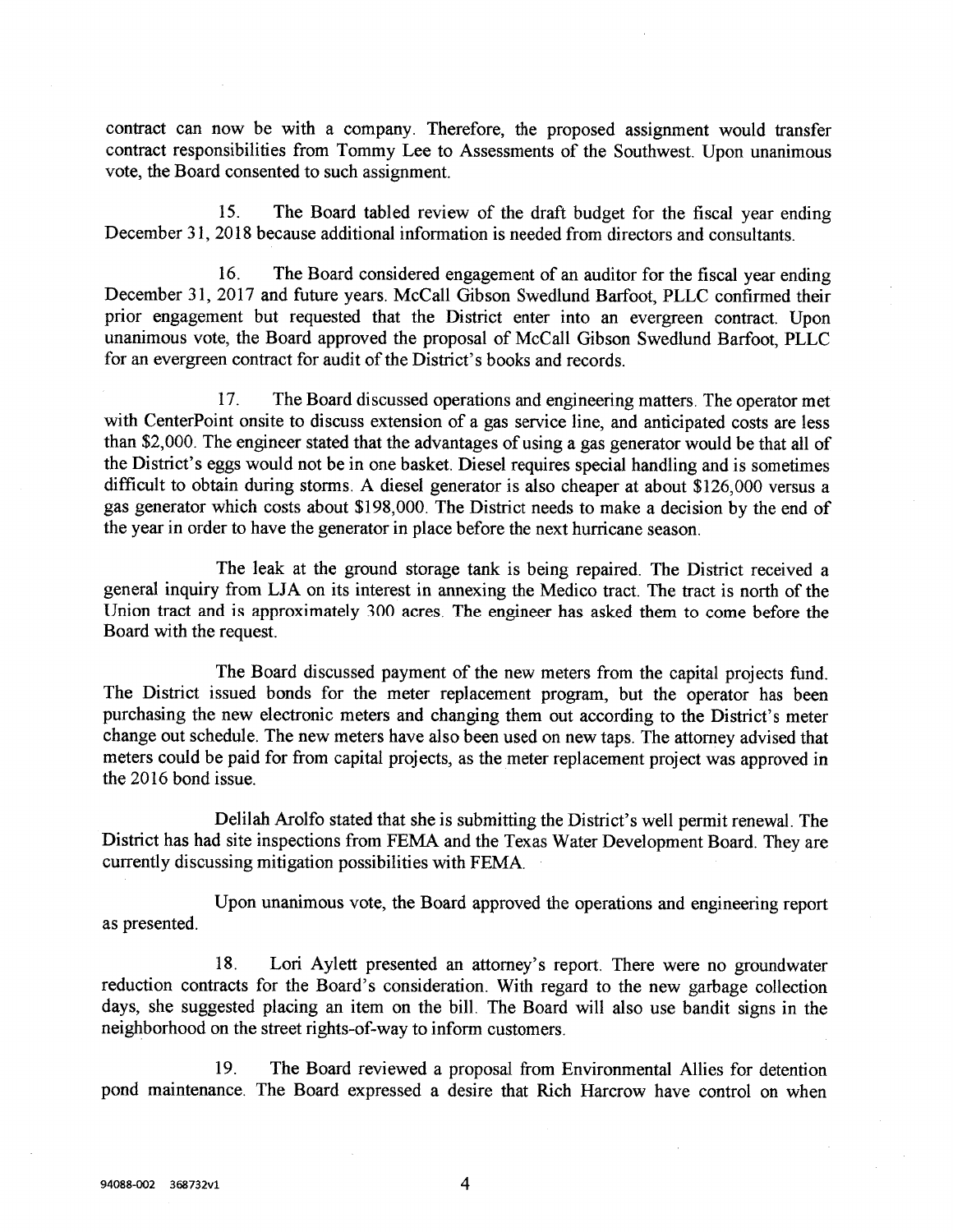contract can now be with a company. Therefore, the proposed assignment would transfer contract responsibilities from Tommy Lee to Assessments of the Southwest. Upon unanimous vote, the Board consented to such assignment.

15. The Board tabled review of the draft budget for the fiscal year ending December 31, 2018 because additional information is needed from directors and consultants.

16. The Board considered engagement of an auditor for the fiscal year ending December 31, 2017 and future years. McCall Gibson Swedlund Barfoot, PLLC confirmed their prior engagement but requested that the District enter into an evergreen contract. Upon unanimous vote, the Board approved the proposal of McCall Gibson Swedlund Barfoot, PLLC for an evergreen contract for audit of the District's books and records.

17. The Board discussed operations and engineering matters. The operator met with CenterPoint onsite to discuss extension of a gas service line, and anticipated costs are less than $2,000. The engineer stated that the advantages of using a gas generator would be that all of the District's eggs would not be in one basket. Diesel requires special handling and is sometimes difficult to obtain during storms. A diesel generator is also cheaper at about $126,000 versus a gas generator which costs about $198,000. The District needs to make a decision by the end of the year in order to have the generator in place before the next hurricane season.

The leak at the ground storage tank is being repaired. The District received a general inquiry from LJA on its interest in annexing the Medico tract. The tract is north of the Union tract and is approximately 300 acres. The engineer has asked them to come before the Board with the request.

The Board discussed payment of the new meters from the capital projects fund. The District issued bonds for the meter replacement program, but the operator has been purchasing the new electronic meters and changing them out according to the District's meter change out schedule. The new meters have also been used on new taps. The attorney advised that meters could be paid for from capital projects, as the meter replacement project was approved in the 2016 bond issue.

Delilah Arolfo stated that she is submitting the District's well permit renewal. The District has had site inspections from FEMA and the Texas Water Development Board. They are currently discussing mitigation possibilities with FEMA.

Upon unanimous vote, the Board approved the operations and engineering report as presented.

18. Lori Aylett presented an attorney's report. There were no groundwater reduction contracts for the Board's consideration. With regard to the new garbage collection days, she suggested placing an item on the bill. The Board will also use bandit signs in the neighborhood on the street rights-of-way to inform customers.

19. The Board reviewed a proposal from Environmental Allies for detention pond maintenance. The Board expressed a desire that Rich Harcrow have control on when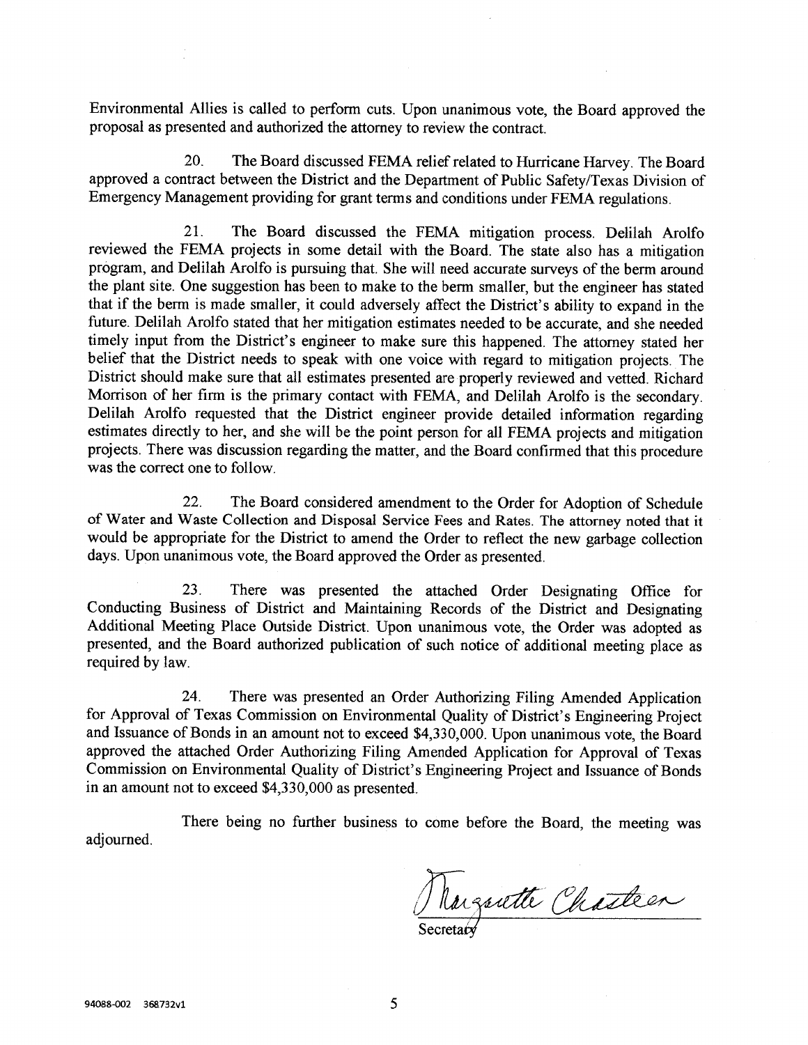Environmental Allies is called to perform cuts. Upon unanimous vote, the Board approved the proposal as presented and authorized the attorney to review the contract.

20. The Board discussed FEMA relief related to Hurricane Harvey. The Board approved a contract between the District and the Department of Public Safety/Texas Division of Emergency Management providing for grant terms and conditions under FEMA regulations.

21. The Board discussed the FEMA mitigation process. Delilah Arolfo reviewed the FEMA projects in some detail with the Board. The state also has a mitigation program, and Delilah Arolfo is pursuing that. She will need accurate surveys of the berm around the plant site. One suggestion has been to make to the berm smaller, but the engineer has stated that if the berm is made smaller, it could adversely affect the District's ability to expand in the future. Delilah Arolfo stated that her mitigation estimates needed to be accurate, and she needed timely input from the District's engineer to make sure this happened. The attorney stated her belief that the District needs to speak with one voice with regard to mitigation projects. The District should make sure that all estimates presented are properly reviewed and vetted. Richard Morrison of her firm is the primary contact with FEMA, and Delilah Arolfo is the secondary. Delilah Arolfo requested that the District engineer provide detailed information regarding estimates directly to her, and she will be the point person for all FEMA projects and mitigation projects. There was discussion regarding the matter, and the Board confirmed that this procedure was the correct one to follow.

22. The Board considered amendment to the Order for Adoption of Schedule of Water and Waste Collection and Disposal Service Fees and Rates. The attorney noted that it would be appropriate for the District to amend the Order to reflect the new garbage collection days. Upon unanimous vote, the Board approved the Order as presented.

23. There was presented the attached Order Designating Office for Conducting Business of District and Maintaining Records of the District and Designating Additional Meeting Place Outside District. Upon unanimous vote, the Order was adopted as presented, and the Board authorized publication of such notice of additional meeting place as required by law.

24. There was presented an Order Authorizing Filing Amended Application for Approval of Texas Commission on Environmental Quality of District's Engineering Project and Issuance of Bonds in an amount not to exceed $4,330,000. Upon unanimous vote, the Board approved the attached Order Authorizing Filing Amended Application for Approval of Texas Commission on Environmental Quality of District's Engineering Project and Issuance of Bonds in an amount not to exceed $4,330,000 as presented.

There being no further business to come before the Board, the meeting was adjourned.

Margarette Chasteen

Secretary

94088-002 368732v1